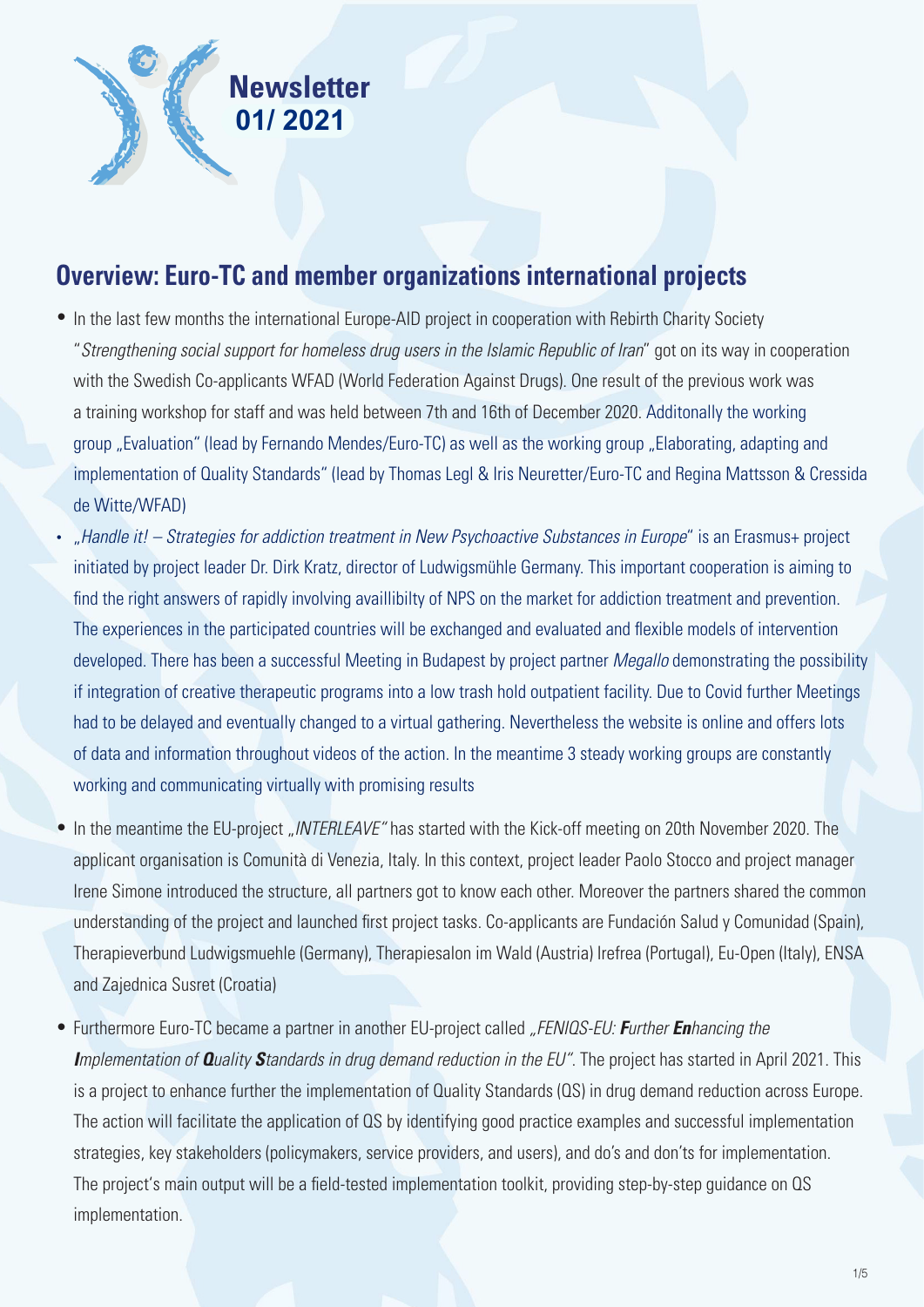**Newsletter 01/ 2021**

## Overview: Euro-TC and member organizations international projects

- In the last few months the international Europe-AID project in cooperation with Rebirth Charity Society "*Strengthening social support for homeless drug users in the Islamic Republic of Iran*" got on its way in cooperation with the Swedish Co-applicants WFAD (World Federation Against Drugs). One result of the previous work was a training workshop for staff and was held between 7th and 16th of December 2020. Additonally the working group „Evaluation" (lead by Fernando Mendes/Euro-TC) as well as the working group „Elaborating, adapting and implementation of Quality Standards" (lead by Thomas Legl & Iris Neuretter/Euro-TC and Regina Mattsson & Cressida de Witte/WFAD)
- *„Handle it! – Strategies for addiction treatment in New Psychoactive Substances in Europe*" is an Erasmus+ project initiated by project leader Dr. Dirk Kratz, director of Ludwigsmühle Germany. This important cooperation is aiming to find the right answers of rapidly involving availlibilty of NPS on the market for addiction treatment and prevention. The experiences in the participated countries will be exchanged and evaluated and flexible models of intervention developed. There has been a successful Meeting in Budapest by project partner *Megallo* demonstrating the possibility if integration of creative therapeutic programs into a low trash hold outpatient facility. Due to Covid further Meetings had to be delayed and eventually changed to a virtual gathering. Nevertheless the website is online and offers lots of data and information throughout videos of the action. In the meantime 3 steady working groups are constantly working and communicating virtually with promising results
- In the meantime the EU-project *„INTERLEAVE"* has started with the Kick-off meeting on 20th November 2020. The applicant organisation is Comunità di Venezia, Italy. In this context, project leader Paolo Stocco and project manager Irene Simone introduced the structure, all partners got to know each other. Moreover the partners shared the common understanding of the project and launched first project tasks. Co-applicants are Fundación Salud y Comunidad (Spain), Therapieverbund Ludwigsmuehle (Germany), Therapiesalon im Wald (Austria) Irefrea (Portugal), Eu-Open (Italy), ENSA and Zajednica Susret (Croatia)
- Furthermore Euro-TC became a partner in another EU-project called *„FENIQS-EU: **F**urther **En**hancing the **I**mplementation of **Q**uality **S**tandards in drug demand reduction in the EU"*. The project has started in April 2021. This is a project to enhance further the implementation of Quality Standards (QS) in drug demand reduction across Europe. The action will facilitate the application of QS by identifying good practice examples and successful implementation strategies, key stakeholders (policymakers, service providers, and users), and do's and don'ts for implementation. The project's main output will be a field-tested implementation toolkit, providing step-by-step guidance on QS implementation.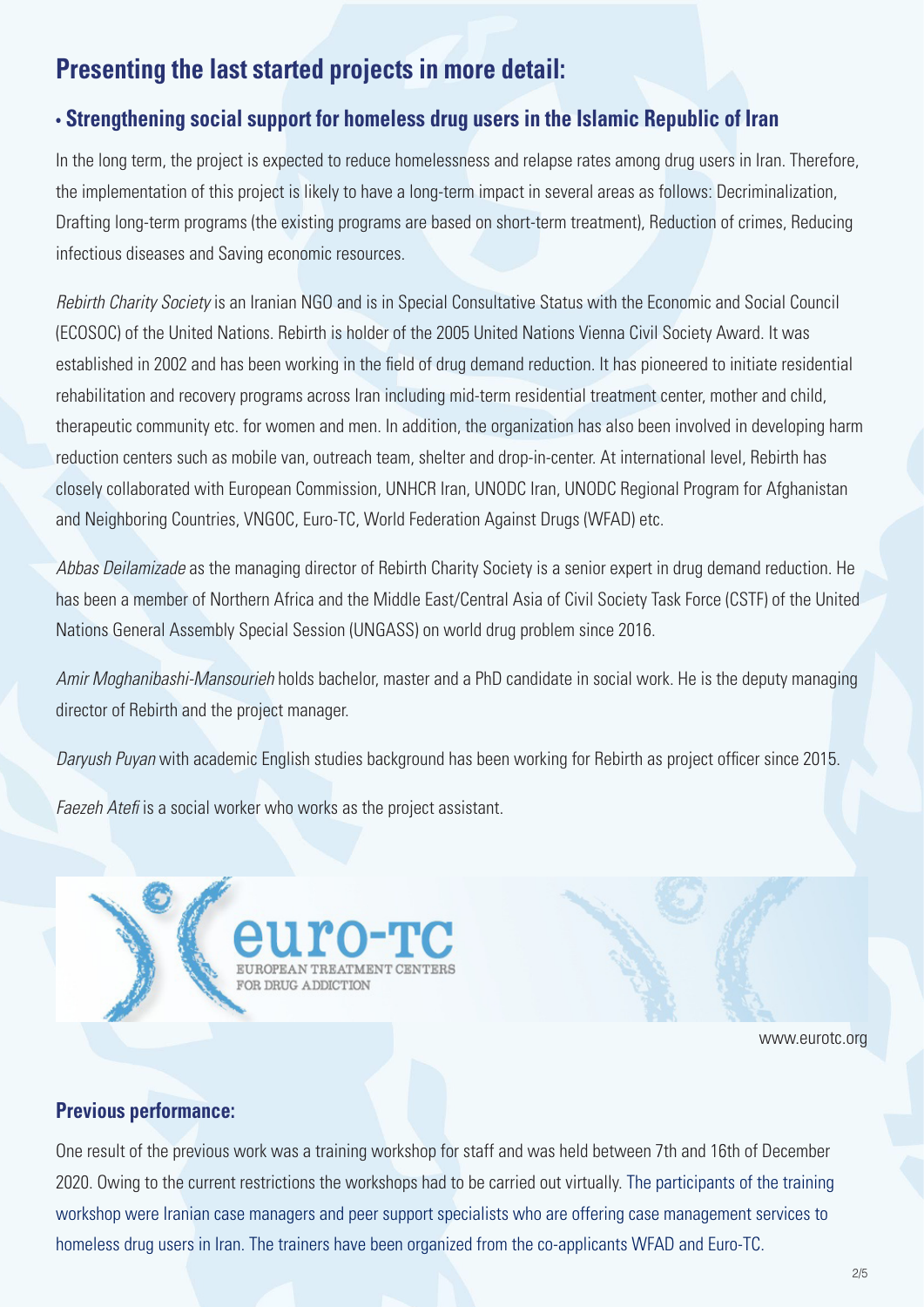## Presenting the last started projects in more detail:

### • Strengthening social support for homeless drug users in the Islamic Republic of Iran

In the long term, the project is expected to reduce homelessness and relapse rates among drug users in Iran. Therefore, the implementation of this project is likely to have a long-term impact in several areas as follows: Decriminalization, Drafting long-term programs (the existing programs are based on short-term treatment), Reduction of crimes, Reducing infectious diseases and Saving economic resources.

*Rebirth Charity Society* is an Iranian NGO and is in Special Consultative Status with the Economic and Social Council (ECOSOC) of the United Nations. Rebirth is holder of the 2005 United Nations Vienna Civil Society Award. It was established in 2002 and has been working in the field of drug demand reduction. It has pioneered to initiate residential rehabilitation and recovery programs across Iran including mid-term residential treatment center, mother and child, therapeutic community etc. for women and men. In addition, the organization has also been involved in developing harm reduction centers such as mobile van, outreach team, shelter and drop-in-center. At international level, Rebirth has closely collaborated with European Commission, UNHCR Iran, UNODC Iran, UNODC Regional Program for Afghanistan and Neighboring Countries, VNGOC, Euro-TC, World Federation Against Drugs (WFAD) etc.

*Abbas Deilamizade* as the managing director of Rebirth Charity Society is a senior expert in drug demand reduction. He has been a member of Northern Africa and the Middle East/Central Asia of Civil Society Task Force (CSTF) of the United Nations General Assembly Special Session (UNGASS) on world drug problem since 2016.

*Amir Moghanibashi-Mansourieh* holds bachelor, master and a PhD candidate in social work. He is the deputy managing director of Rebirth and the project manager.

*Daryush Puyan* with academic English studies background has been working for Rebirth as project officer since 2015.

*Faezeh Atefi* is a social worker who works as the project assistant.

euro-TC
EUROPEAN TREATMENT CENTERS FOR DRUG ADDICTION

www.eurotc.org

### Previous performance:

One result of the previous work was a training workshop for staff and was held between 7th and 16th of December 2020. Owing to the current restrictions the workshops had to be carried out virtually. The participants of the training workshop were Iranian case managers and peer support specialists who are offering case management services to homeless drug users in Iran. The trainers have been organized from the co-applicants WFAD and Euro-TC.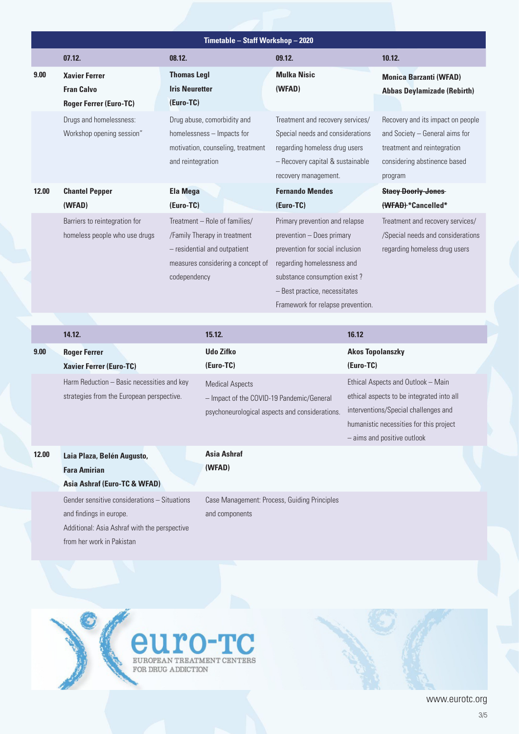## Timetable – Staff Workshop – 2020

| | 07.12. | 08.12. | 09.12. | 10.12. |
|---|---|---|---|---|
| 9.00 | **Xavier Ferrer**<br>**Fran Calvo**<br>**Roger Ferrer (Euro-TC)** | **Thomas Legl**<br>**Iris Neuretter**<br>**(Euro-TC)** | **Mulka Nisic**<br>**(WFAD)** | **Monica Barzanti (WFAD)**<br>**Abbas Deylamizade (Rebirth)** |
| | Drugs and homelessness: Workshop opening session" | Drug abuse, comorbidity and homelessness – Impacts for motivation, counseling, treatment and reintegration | Treatment and recovery services/ Special needs and considerations regarding homeless drug users – Recovery capital & sustainable recovery management. | Recovery and its impact on people and Society – General aims for treatment and reintegration considering abstinence based program |
| 12.00 | **Chantel Pepper**<br>**(WFAD)** | **Ela Mega**<br>**(Euro-TC)** | **Fernando Mendes**<br>**(Euro-TC)** | **~~Stacy Doorly-Jones~~**<br>**~~(WFAD)~~ *Cancelled*** |
| | Barriers to reintegration for homeless people who use drugs | Treatment – Role of families/ /Family Therapy in treatment – residential and outpatient measures considering a concept of codependency | Primary prevention and relapse prevention – Does primary prevention for social inclusion regarding homelessness and substance consumption exist ? – Best practice, necessitates Framework for relapse prevention. | Treatment and recovery services/ /Special needs and considerations regarding homeless drug users |

| | 14.12. | 15.12. | 16.12 |
|---|---|---|---|
| 9.00 | **Roger Ferrer**<br>**Xavier Ferrer (Euro-TC)** | **Udo Zifko**<br>**(Euro-TC)** | **Akos Topolanszky**<br>**(Euro-TC)** |
| | Harm Reduction – Basic necessities and key strategies from the European perspective. | Medical Aspects<br>– Impact of the COVID-19 Pandemic/General psychoneurological aspects and considerations. | Ethical Aspects and Outlook – Main ethical aspects to be integrated into all interventions/Special challenges and humanistic necessities for this project – aims and positive outlook |
| 12.00 | **Laia Plaza, Belén Augusto,**<br>**Fara Amirian**<br>**Asia Ashraf (Euro-TC & WFAD)** | **Asia Ashraf**<br>**(WFAD)** | |
| | Gender sensitive considerations – Situations and findings in europe.<br>Additional: Asia Ashraf with the perspective from her work in Pakistan | Case Management: Process, Guiding Principles and components | |

euro-TC
EUROPEAN TREATMENT CENTERS FOR DRUG ADDICTION

www.eurotc.org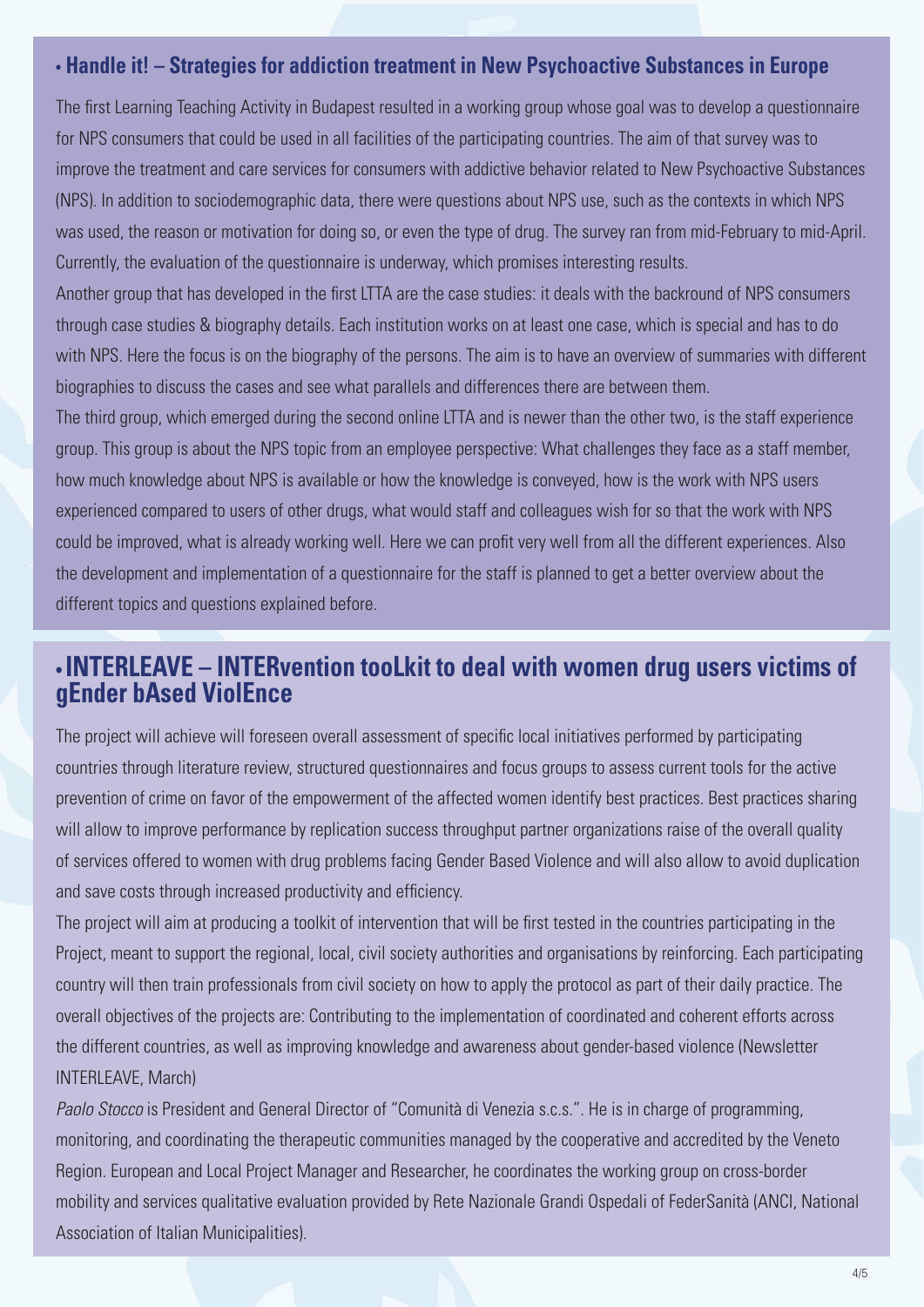## • Handle it! – Strategies for addiction treatment in New Psychoactive Substances in Europe

The first Learning Teaching Activity in Budapest resulted in a working group whose goal was to develop a questionnaire for NPS consumers that could be used in all facilities of the participating countries. The aim of that survey was to improve the treatment and care services for consumers with addictive behavior related to New Psychoactive Substances (NPS). In addition to sociodemographic data, there were questions about NPS use, such as the contexts in which NPS was used, the reason or motivation for doing so, or even the type of drug. The survey ran from mid-February to mid-April. Currently, the evaluation of the questionnaire is underway, which promises interesting results.

Another group that has developed in the first LTTA are the case studies: it deals with the backround of NPS consumers through case studies & biography details. Each institution works on at least one case, which is special and has to do with NPS. Here the focus is on the biography of the persons. The aim is to have an overview of summaries with different biographies to discuss the cases and see what parallels and differences there are between them.

The third group, which emerged during the second online LTTA and is newer than the other two, is the staff experience group. This group is about the NPS topic from an employee perspective: What challenges they face as a staff member, how much knowledge about NPS is available or how the knowledge is conveyed, how is the work with NPS users experienced compared to users of other drugs, what would staff and colleagues wish for so that the work with NPS could be improved, what is already working well. Here we can profit very well from all the different experiences. Also the development and implementation of a questionnaire for the staff is planned to get a better overview about the different topics and questions explained before.

## • INTERLEAVE – INTERvention tooLkit to deal with women drug users victims of gEnder bAsed ViolEnce

The project will achieve will foreseen overall assessment of specific local initiatives performed by participating countries through literature review, structured questionnaires and focus groups to assess current tools for the active prevention of crime on favor of the empowerment of the affected women identify best practices. Best practices sharing will allow to improve performance by replication success throughput partner organizations raise of the overall quality of services offered to women with drug problems facing Gender Based Violence and will also allow to avoid duplication and save costs through increased productivity and efficiency.

The project will aim at producing a toolkit of intervention that will be first tested in the countries participating in the Project, meant to support the regional, local, civil society authorities and organisations by reinforcing. Each participating country will then train professionals from civil society on how to apply the protocol as part of their daily practice. The overall objectives of the projects are: Contributing to the implementation of coordinated and coherent efforts across the different countries, as well as improving knowledge and awareness about gender-based violence (Newsletter INTERLEAVE, March)

*Paolo Stocco* is President and General Director of "Comunità di Venezia s.c.s.". He is in charge of programming, monitoring, and coordinating the therapeutic communities managed by the cooperative and accredited by the Veneto Region. European and Local Project Manager and Researcher, he coordinates the working group on cross-border mobility and services qualitative evaluation provided by Rete Nazionale Grandi Ospedali of FederSanità (ANCI, National Association of Italian Municipalities).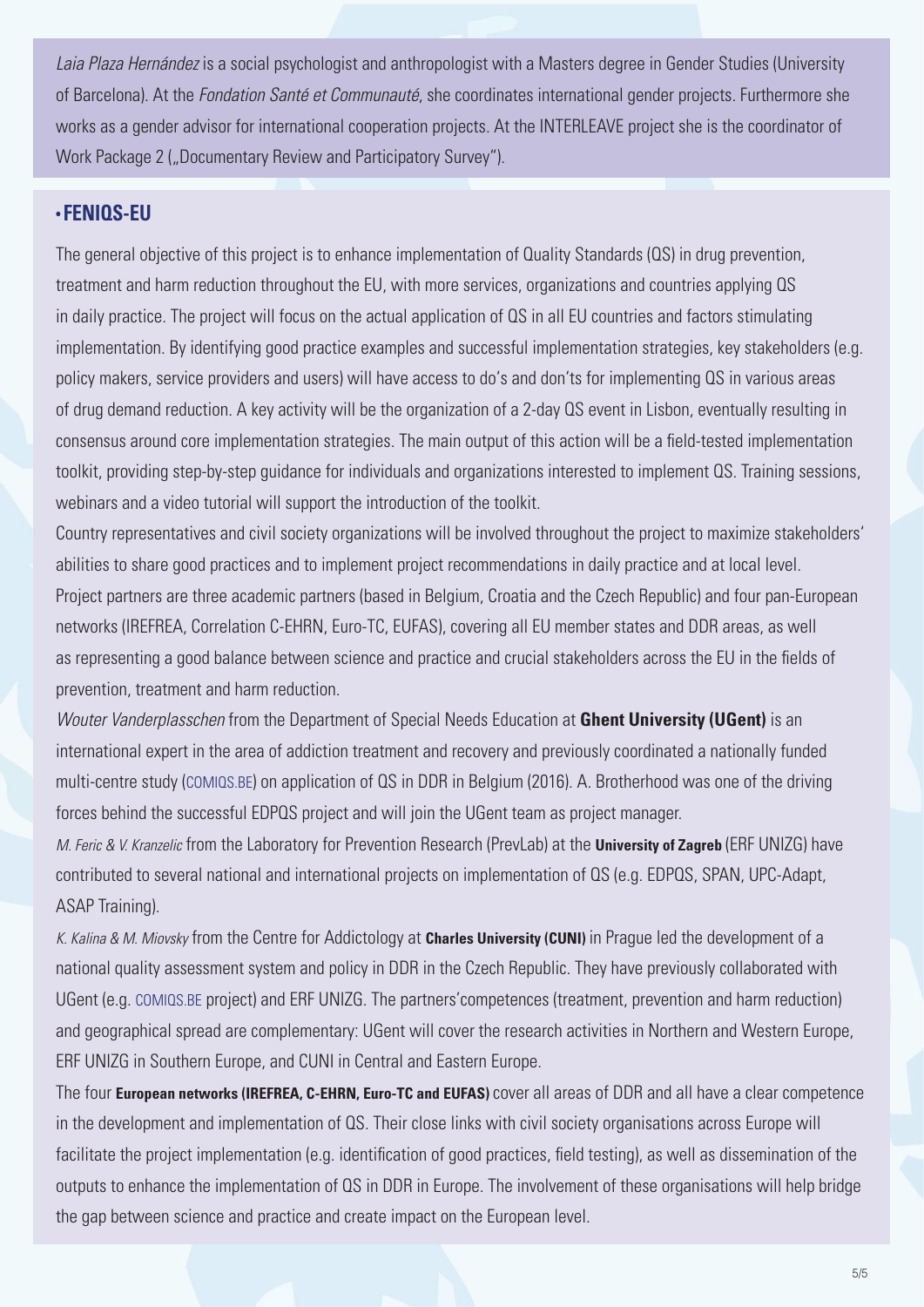*Laia Plaza Hernández* is a social psychologist and anthropologist with a Masters degree in Gender Studies (University of Barcelona). At the *Fondation Santé et Communauté*, she coordinates international gender projects. Furthermore she works as a gender advisor for international cooperation projects. At the INTERLEAVE project she is the coordinator of Work Package 2 („Documentary Review and Participatory Survey").

## • FENIQS-EU

The general objective of this project is to enhance implementation of Quality Standards (QS) in drug prevention, treatment and harm reduction throughout the EU, with more services, organizations and countries applying QS in daily practice. The project will focus on the actual application of QS in all EU countries and factors stimulating implementation. By identifying good practice examples and successful implementation strategies, key stakeholders (e.g. policy makers, service providers and users) will have access to do's and don'ts for implementing QS in various areas of drug demand reduction. A key activity will be the organization of a 2-day QS event in Lisbon, eventually resulting in consensus around core implementation strategies. The main output of this action will be a field-tested implementation toolkit, providing step-by-step guidance for individuals and organizations interested to implement QS. Training sessions, webinars and a video tutorial will support the introduction of the toolkit.

Country representatives and civil society organizations will be involved throughout the project to maximize stakeholders' abilities to share good practices and to implement project recommendations in daily practice and at local level.

Project partners are three academic partners (based in Belgium, Croatia and the Czech Republic) and four pan-European networks (IREFREA, Correlation C-EHRN, Euro-TC, EUFAS), covering all EU member states and DDR areas, as well as representing a good balance between science and practice and crucial stakeholders across the EU in the fields of prevention, treatment and harm reduction.

*Wouter Vanderplasschen* from the Department of Special Needs Education at **Ghent University (UGent)** is an international expert in the area of addiction treatment and recovery and previously coordinated a nationally funded multi-centre study (COMIQS.BE) on application of QS in DDR in Belgium (2016). A. Brotherhood was one of the driving forces behind the successful EDPQS project and will join the UGent team as project manager.

*M. Feric & V. Kranzelic* from the Laboratory for Prevention Research (PrevLab) at the **University of Zagreb** (ERF UNIZG) have contributed to several national and international projects on implementation of QS (e.g. EDPQS, SPAN, UPC-Adapt, ASAP Training).

*K. Kalina & M. Miovsky* from the Centre for Addictology at **Charles University (CUNI)** in Prague led the development of a national quality assessment system and policy in DDR in the Czech Republic. They have previously collaborated with UGent (e.g. COMIQS.BE project) and ERF UNIZG. The partners'competences (treatment, prevention and harm reduction) and geographical spread are complementary: UGent will cover the research activities in Northern and Western Europe, ERF UNIZG in Southern Europe, and CUNI in Central and Eastern Europe.

The four **European networks (IREFREA, C-EHRN, Euro-TC and EUFAS)** cover all areas of DDR and all have a clear competence in the development and implementation of QS. Their close links with civil society organisations across Europe will facilitate the project implementation (e.g. identification of good practices, field testing), as well as dissemination of the outputs to enhance the implementation of QS in DDR in Europe. The involvement of these organisations will help bridge the gap between science and practice and create impact on the European level.